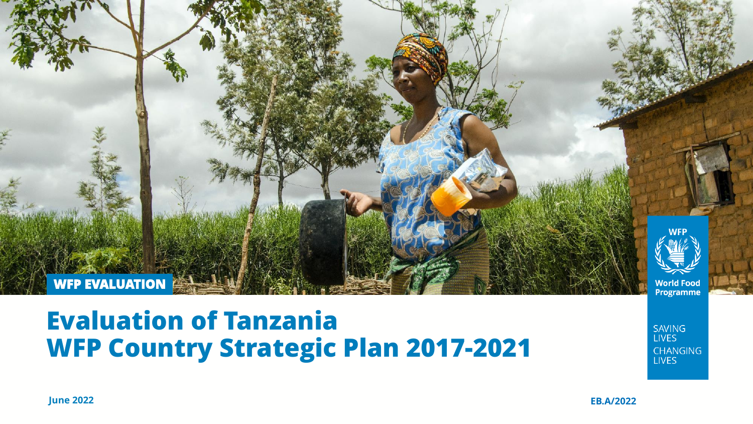WFP EVALUATION

# Evaluation of Tanzania WFP Country Strategic Plan 2017-2021

WFP

World Food Programme

SAVING LIVES CHANGING LIVES

June 2022

EB.A/2022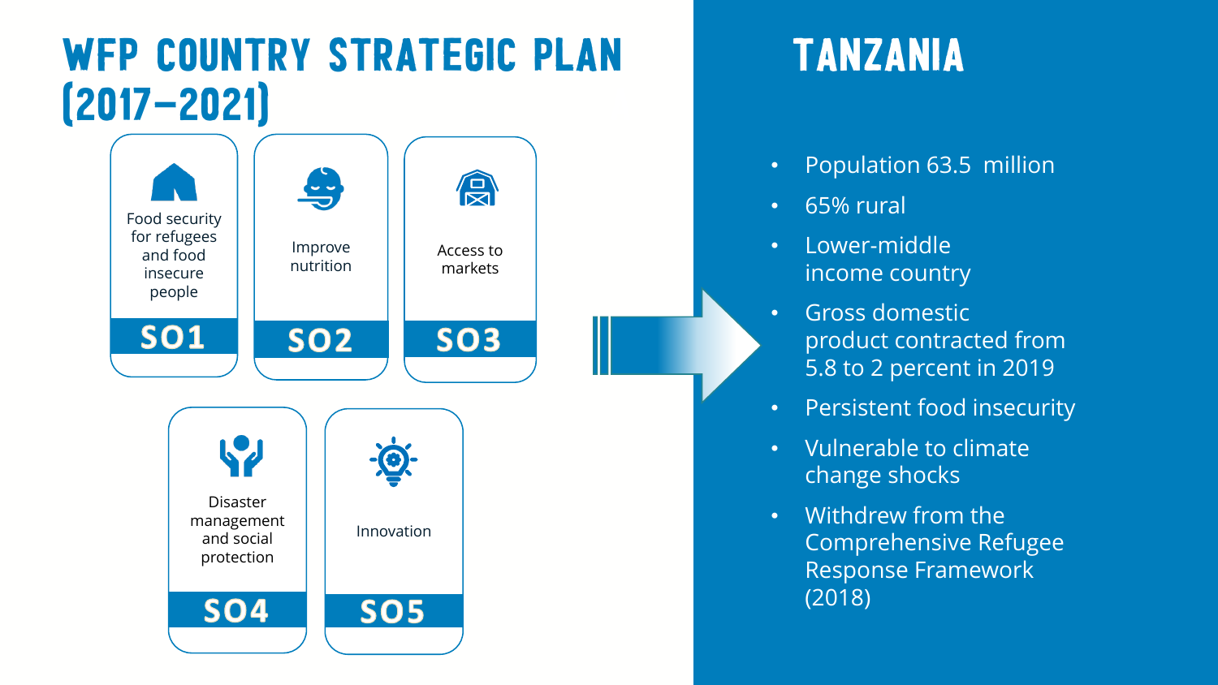# WFP COUNTRY STRATEGIC PLAN (2017–2021)

**SO1** – Food security for refugees and food insecure people

**SO2** – Improve nutrition

**SO3** – Access to markets

**SO4** – Disaster management and social protection

**SO5** – Innovation

# TANZANIA

- Population 63.5 million
- 65% rural
- Lower-middle income country
- Gross domestic product contracted from 5.8 to 2 percent in 2019
- Persistent food insecurity
- Vulnerable to climate change shocks
- Withdrew from the Comprehensive Refugee Response Framework (2018)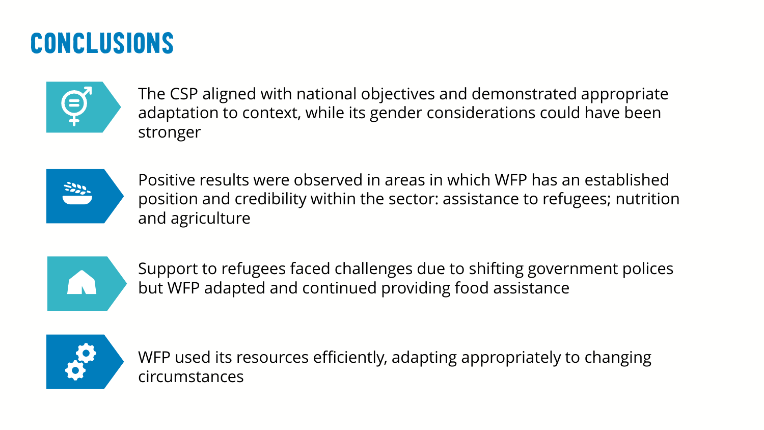# CONCLUSIONS

- The CSP aligned with national objectives and demonstrated appropriate adaptation to context, while its gender considerations could have been stronger
- Positive results were observed in areas in which WFP has an established position and credibility within the sector: assistance to refugees; nutrition and agriculture
- Support to refugees faced challenges due to shifting government polices but WFP adapted and continued providing food assistance
- WFP used its resources efficiently, adapting appropriately to changing circumstances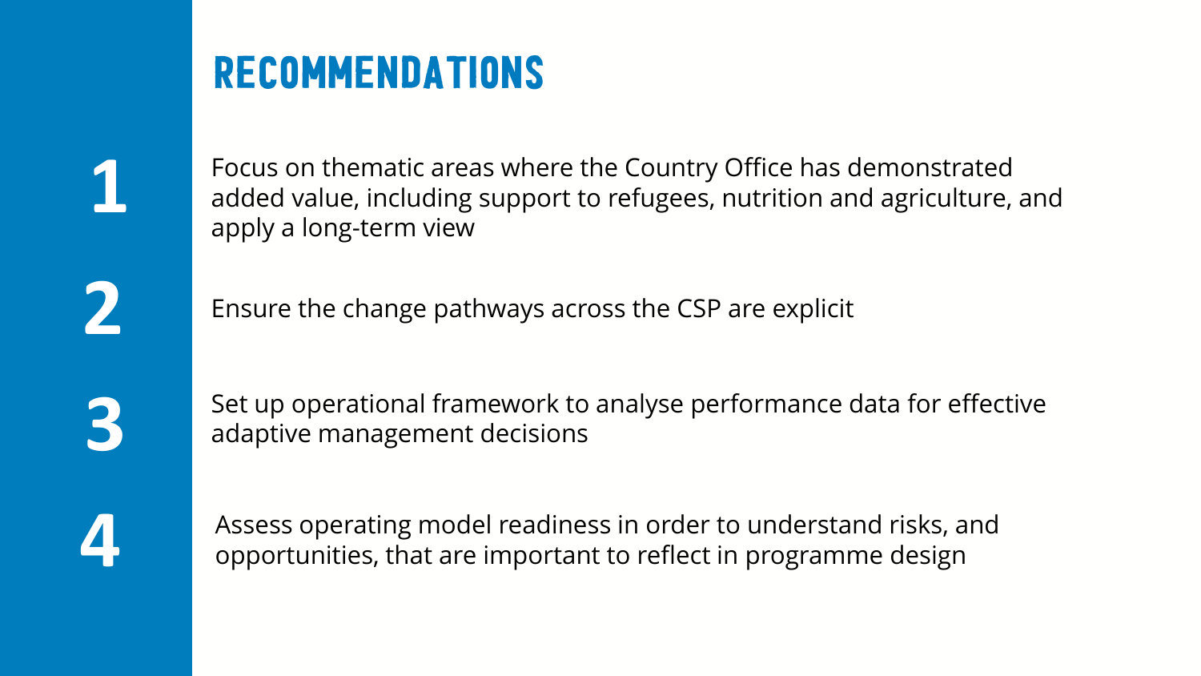# RECOMMENDATIONS

1. Focus on thematic areas where the Country Office has demonstrated added value, including support to refugees, nutrition and agriculture, and apply a long-term view

2. Ensure the change pathways across the CSP are explicit

3. Set up operational framework to analyse performance data for effective adaptive management decisions

4. Assess operating model readiness in order to understand risks, and opportunities, that are important to reflect in programme design